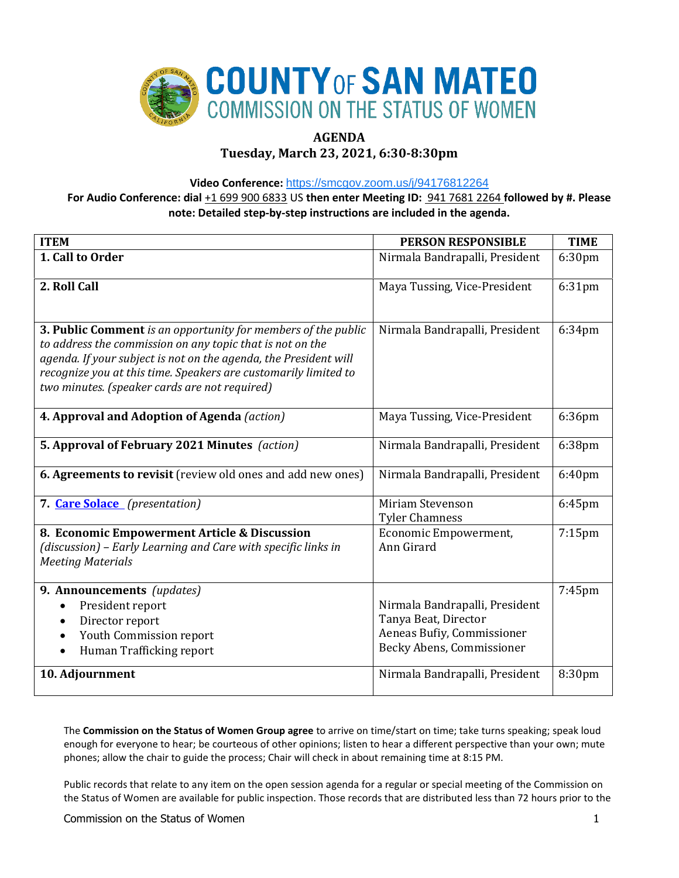# COUNTY OF SAN MATEO
## COMMISSION ON THE STATUS OF WOMEN

**AGENDA**
**Tuesday, March 23, 2021, 6:30-8:30pm**

**Video Conference:** https://smcgov.zoom.us/j/94176812264
**For Audio Conference: dial** +1 699 900 6833 US **then enter Meeting ID:** 941 7681 2264 **followed by #. Please note: Detailed step-by-step instructions are included in the agenda.**

| ITEM | PERSON RESPONSIBLE | TIME |
|---|---|---|
| **1. Call to Order** | Nirmala Bandrapalli, President | 6:30pm |
| **2. Roll Call** | Maya Tussing, Vice-President | 6:31pm |
| **3. Public Comment** *is an opportunity for members of the public to address the commission on any topic that is not on the agenda. If your subject is not on the agenda, the President will recognize you at this time. Speakers are customarily limited to two minutes. (speaker cards are not required)* | Nirmala Bandrapalli, President | 6:34pm |
| **4. Approval and Adoption of Agenda** *(action)* | Maya Tussing, Vice-President | 6:36pm |
| **5. Approval of February 2021 Minutes** *(action)* | Nirmala Bandrapalli, President | 6:38pm |
| **6. Agreements to revisit** (review old ones and add new ones) | Nirmala Bandrapalli, President | 6:40pm |
| **7. Care Solace** *(presentation)* | Miriam Stevenson<br>Tyler Chamness | 6:45pm |
| **8. Economic Empowerment Article & Discussion** *(discussion) – Early Learning and Care with specific links in Meeting Materials* | Economic Empowerment,<br>Ann Girard | 7:15pm |
| **9. Announcements** *(updates)*<br>• President report<br>• Director report<br>• Youth Commission report<br>• Human Trafficking report | Nirmala Bandrapalli, President<br>Tanya Beat, Director<br>Aeneas Bufiy, Commissioner<br>Becky Abens, Commissioner | 7:45pm |
| **10. Adjournment** | Nirmala Bandrapalli, President | 8:30pm |

The **Commission on the Status of Women Group agree** to arrive on time/start on time; take turns speaking; speak loud enough for everyone to hear; be courteous of other opinions; listen to hear a different perspective than your own; mute phones; allow the chair to guide the process; Chair will check in about remaining time at 8:15 PM.

Public records that relate to any item on the open session agenda for a regular or special meeting of the Commission on the Status of Women are available for public inspection. Those records that are distributed less than 72 hours prior to the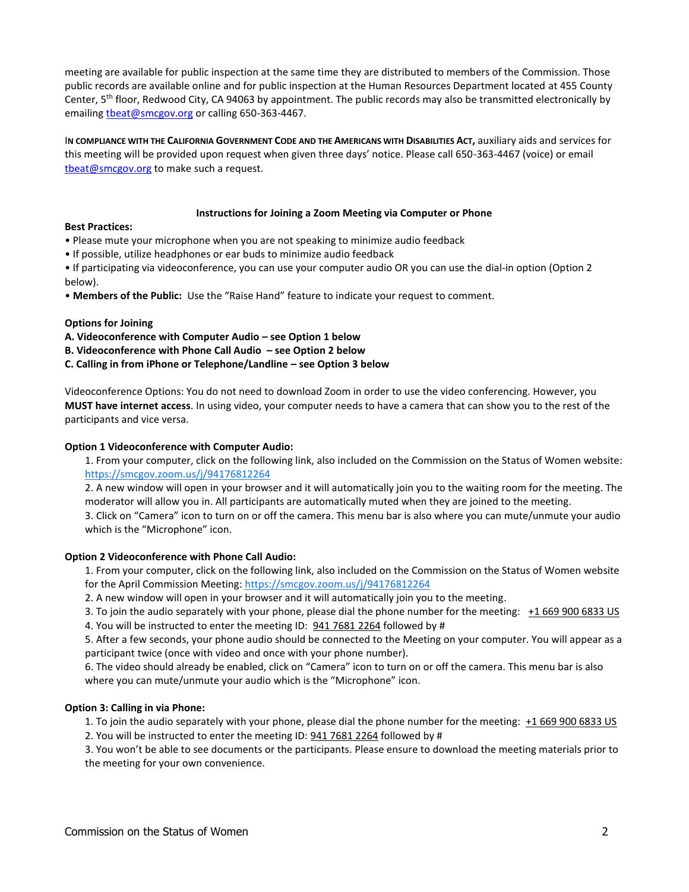meeting are available for public inspection at the same time they are distributed to members of the Commission. Those public records are available online and for public inspection at the Human Resources Department located at 455 County Center, 5th floor, Redwood City, CA 94063 by appointment. The public records may also be transmitted electronically by emailing tbeat@smcgov.org or calling 650-363-4467.

**IN COMPLIANCE WITH THE CALIFORNIA GOVERNMENT CODE AND THE AMERICANS WITH DISABILITIES ACT,** auxiliary aids and services for this meeting will be provided upon request when given three days' notice. Please call 650-363-4467 (voice) or email tbeat@smcgov.org to make such a request.

### Instructions for Joining a Zoom Meeting via Computer or Phone

**Best Practices:**

- Please mute your microphone when you are not speaking to minimize audio feedback
- If possible, utilize headphones or ear buds to minimize audio feedback
- If participating via videoconference, you can use your computer audio OR you can use the dial-in option (Option 2 below).
- **Members of the Public:** Use the "Raise Hand" feature to indicate your request to comment.

**Options for Joining**

**A. Videoconference with Computer Audio – see Option 1 below**
**B. Videoconference with Phone Call Audio – see Option 2 below**
**C. Calling in from iPhone or Telephone/Landline – see Option 3 below**

Videoconference Options: You do not need to download Zoom in order to use the video conferencing. However, you **MUST have internet access**. In using video, your computer needs to have a camera that can show you to the rest of the participants and vice versa.

**Option 1 Videoconference with Computer Audio:**

1. From your computer, click on the following link, also included on the Commission on the Status of Women website: https://smcgov.zoom.us/j/94176812264
2. A new window will open in your browser and it will automatically join you to the waiting room for the meeting. The moderator will allow you in. All participants are automatically muted when they are joined to the meeting.
3. Click on "Camera" icon to turn on or off the camera. This menu bar is also where you can mute/unmute your audio which is the "Microphone" icon.

**Option 2 Videoconference with Phone Call Audio:**

1. From your computer, click on the following link, also included on the Commission on the Status of Women website for the April Commission Meeting: https://smcgov.zoom.us/j/94176812264
2. A new window will open in your browser and it will automatically join you to the meeting.
3. To join the audio separately with your phone, please dial the phone number for the meeting: +1 669 900 6833 US
4. You will be instructed to enter the meeting ID: 941 7681 2264 followed by #
5. After a few seconds, your phone audio should be connected to the Meeting on your computer. You will appear as a participant twice (once with video and once with your phone number).
6. The video should already be enabled, click on "Camera" icon to turn on or off the camera. This menu bar is also where you can mute/unmute your audio which is the "Microphone" icon.

**Option 3: Calling in via Phone:**

1. To join the audio separately with your phone, please dial the phone number for the meeting: +1 669 900 6833 US
2. You will be instructed to enter the meeting ID: 941 7681 2264 followed by #
3. You won't be able to see documents or the participants. Please ensure to download the meeting materials prior to the meeting for your own convenience.